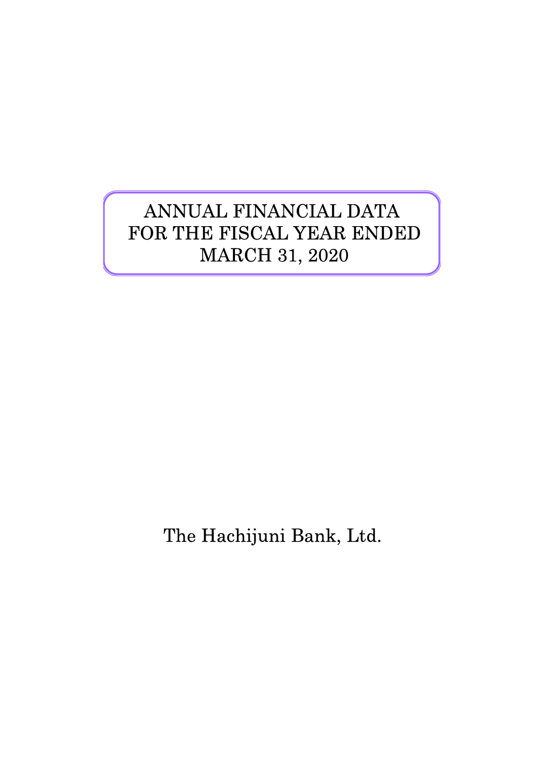# ANNUAL FINANCIAL DATA FOR THE FISCAL YEAR ENDED MARCH 31, 2020

The Hachijuni Bank, Ltd.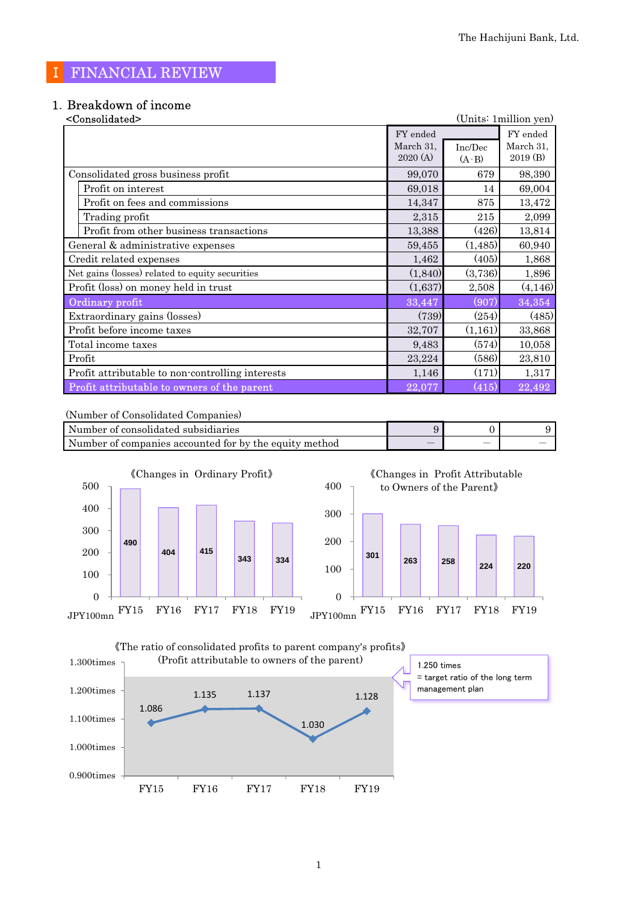# Ⅰ FINANCIAL REVIEW

## 1. Breakdown of income

<Consolidated>

(Units: 1million yen)

| | FY ended March 31, 2020 (A) | Inc/Dec (A-B) | FY ended March 31, 2019 (B) |
|---|---|---|---|
| Consolidated gross business profit | 99,070 | 679 | 98,390 |
| Profit on interest | 69,018 | 14 | 69,004 |
| Profit on fees and commissions | 14,347 | 875 | 13,472 |
| Trading profit | 2,315 | 215 | 2,099 |
| Profit from other business transactions | 13,388 | (426) | 13,814 |
| General & administrative expenses | 59,455 | (1,485) | 60,940 |
| Credit related expenses | 1,462 | (405) | 1,868 |
| Net gains (losses) related to equity securities | (1,840) | (3,736) | 1,896 |
| Profit (loss) on money held in trust | (1,637) | 2,508 | (4,146) |
| Ordinary profit | 33,447 | (907) | 34,354 |
| Extraordinary gains (losses) | (739) | (254) | (485) |
| Profit before income taxes | 32,707 | (1,161) | 33,868 |
| Total income taxes | 9,483 | (574) | 10,058 |
| Profit | 23,224 | (586) | 23,810 |
| Profit attributable to non-controlling interests | 1,146 | (171) | 1,317 |
| Profit attributable to owners of the parent | 22,077 | (415) | 22,492 |

(Number of Consolidated Companies)

| | | | |
|---|---|---|---|
| Number of consolidated subsidiaries | 9 | 0 | 9 |
| Number of companies accounted for by the equity method | — | — | — |

《Changes in Ordinary Profit》

| | FY15 | FY16 | FY17 | FY18 | FY19 |
|---|---|---|---|---|---|
| JPY100mn | 490 | 404 | 415 | 343 | 334 |

《Changes in Profit Attributable to Owners of the Parent》

| | FY15 | FY16 | FY17 | FY18 | FY19 |
|---|---|---|---|---|---|
| JPY100mn | 301 | 263 | 258 | 224 | 220 |

《The ratio of consolidated profits to parent company's profits》
(Profit attributable to owners of the parent)

| FY15 | FY16 | FY17 | FY18 | FY19 |
|---|---|---|---|---|
| 1.086 | 1.135 | 1.137 | 1.030 | 1.128 |

1.250 times
= target ratio of the long term management plan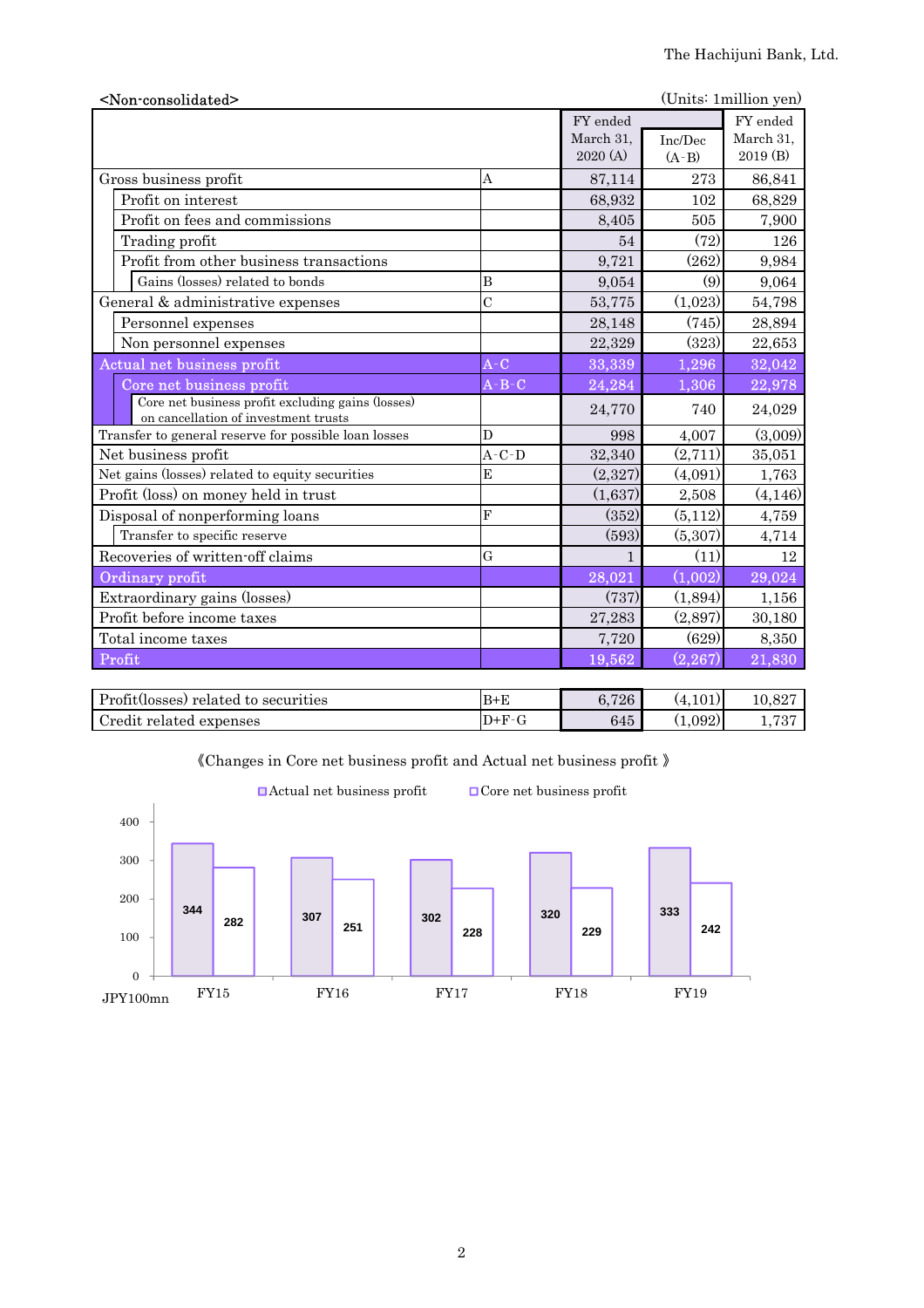<Non-consolidated>

(Units: 1million yen)

| | | FY ended March 31, 2020 (A) | Inc/Dec (A-B) | FY ended March 31, 2019 (B) |
|---|---|---|---|---|
| Gross business profit | A | 87,114 | 273 | 86,841 |
| Profit on interest | | 68,932 | 102 | 68,829 |
| Profit on fees and commissions | | 8,405 | 505 | 7,900 |
| Trading profit | | 54 | (72) | 126 |
| Profit from other business transactions | | 9,721 | (262) | 9,984 |
| Gains (losses) related to bonds | B | 9,054 | (9) | 9,064 |
| General & administrative expenses | C | 53,775 | (1,023) | 54,798 |
| Personnel expenses | | 28,148 | (745) | 28,894 |
| Non personnel expenses | | 22,329 | (323) | 22,653 |
| Actual net business profit | A-C | 33,339 | 1,296 | 32,042 |
| Core net business profit | A-B-C | 24,284 | 1,306 | 22,978 |
| Core net business profit excluding gains (losses) on cancellation of investment trusts | | 24,770 | 740 | 24,029 |
| Transfer to general reserve for possible loan losses | D | 998 | 4,007 | (3,009) |
| Net business profit | A-C-D | 32,340 | (2,711) | 35,051 |
| Net gains (losses) related to equity securities | E | (2,327) | (4,091) | 1,763 |
| Profit (loss) on money held in trust | | (1,637) | 2,508 | (4,146) |
| Disposal of nonperforming loans | F | (352) | (5,112) | 4,759 |
| Transfer to specific reserve | | (593) | (5,307) | 4,714 |
| Recoveries of written-off claims | G | 1 | (11) | 12 |
| Ordinary profit | | 28,021 | (1,002) | 29,024 |
| Extraordinary gains (losses) | | (737) | (1,894) | 1,156 |
| Profit before income taxes | | 27,283 | (2,897) | 30,180 |
| Total income taxes | | 7,720 | (629) | 8,350 |
| Profit | | 19,562 | (2,267) | 21,830 |

| | | | | |
|---|---|---|---|---|
| Profit(losses) related to securities | B+E | 6,726 | (4,101) | 10,827 |
| Credit related expenses | D+F-G | 645 | (1,092) | 1,737 |

《Changes in Core net business profit and Actual net business profit》

(JPY100mn)

| | FY15 | FY16 | FY17 | FY18 | FY19 |
|---|---|---|---|---|---|
| Actual net business profit | 344 | 307 | 302 | 320 | 333 |
| Core net business profit | 282 | 251 | 228 | 229 | 242 |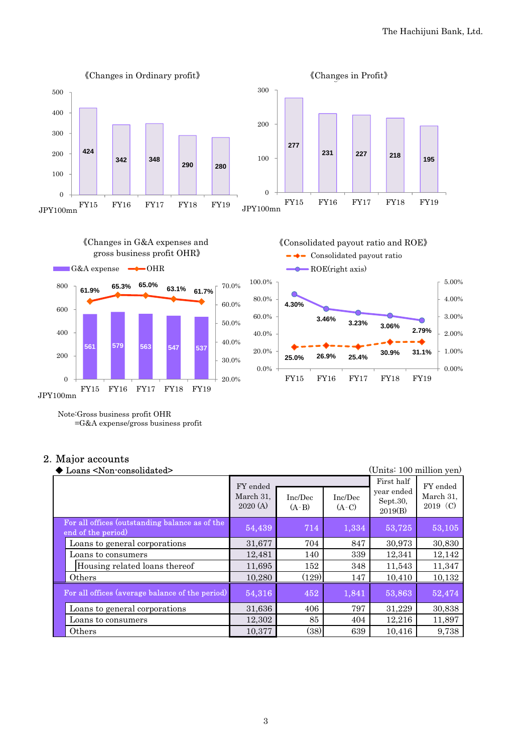《Changes in Ordinary profit》

JPY100mn

| | FY15 | FY16 | FY17 | FY18 | FY19 |
|---|---|---|---|---|---|
| Ordinary profit | 424 | 342 | 348 | 290 | 280 |

《Changes in Profit》

JPY100mn

| | FY15 | FY16 | FY17 | FY18 | FY19 |
|---|---|---|---|---|---|
| Profit | 277 | 231 | 227 | 218 | 195 |

《Changes in G&A expenses and gross business profit OHR》

JPY100mn

| | FY15 | FY16 | FY17 | FY18 | FY19 |
|---|---|---|---|---|---|
| G&A expense | 561 | 579 | 563 | 547 | 537 |
| OHR | 61.9% | 65.3% | 65.0% | 63.1% | 61.7% |

Note:Gross business profit OHR
=G&A expense/gross business profit

《Consolidated payout ratio and ROE》

| | FY15 | FY16 | FY17 | FY18 | FY19 |
|---|---|---|---|---|---|
| Consolidated payout ratio | 25.0% | 26.9% | 25.4% | 30.9% | 31.1% |
| ROE(right axis) | 4.30% | 3.46% | 3.23% | 3.06% | 2.79% |

## 2. Major accounts

◆ Loans <Non-consolidated>

(Units: 100 million yen)

| | FY ended March 31, 2020 (A) | Inc/Dec (A-B) | Inc/Dec (A-C) | First half year ended Sept.30, 2019(B) | FY ended March 31, 2019 (C) |
|---|---|---|---|---|---|
| For all offices (outstanding balance as of the end of the period) | 54,439 | 714 | 1,334 | 53,725 | 53,105 |
| Loans to general corporations | 31,677 | 704 | 847 | 30,973 | 30,830 |
| Loans to consumers | 12,481 | 140 | 339 | 12,341 | 12,142 |
| Housing related loans thereof | 11,695 | 152 | 348 | 11,543 | 11,347 |
| Others | 10,280 | (129) | 147 | 10,410 | 10,132 |
| For all offices (average balance of the period) | 54,316 | 452 | 1,841 | 53,863 | 52,474 |
| Loans to general corporations | 31,636 | 406 | 797 | 31,229 | 30,838 |
| Loans to consumers | 12,302 | 85 | 404 | 12,216 | 11,897 |
| Others | 10,377 | (38) | 639 | 10,416 | 9,738 |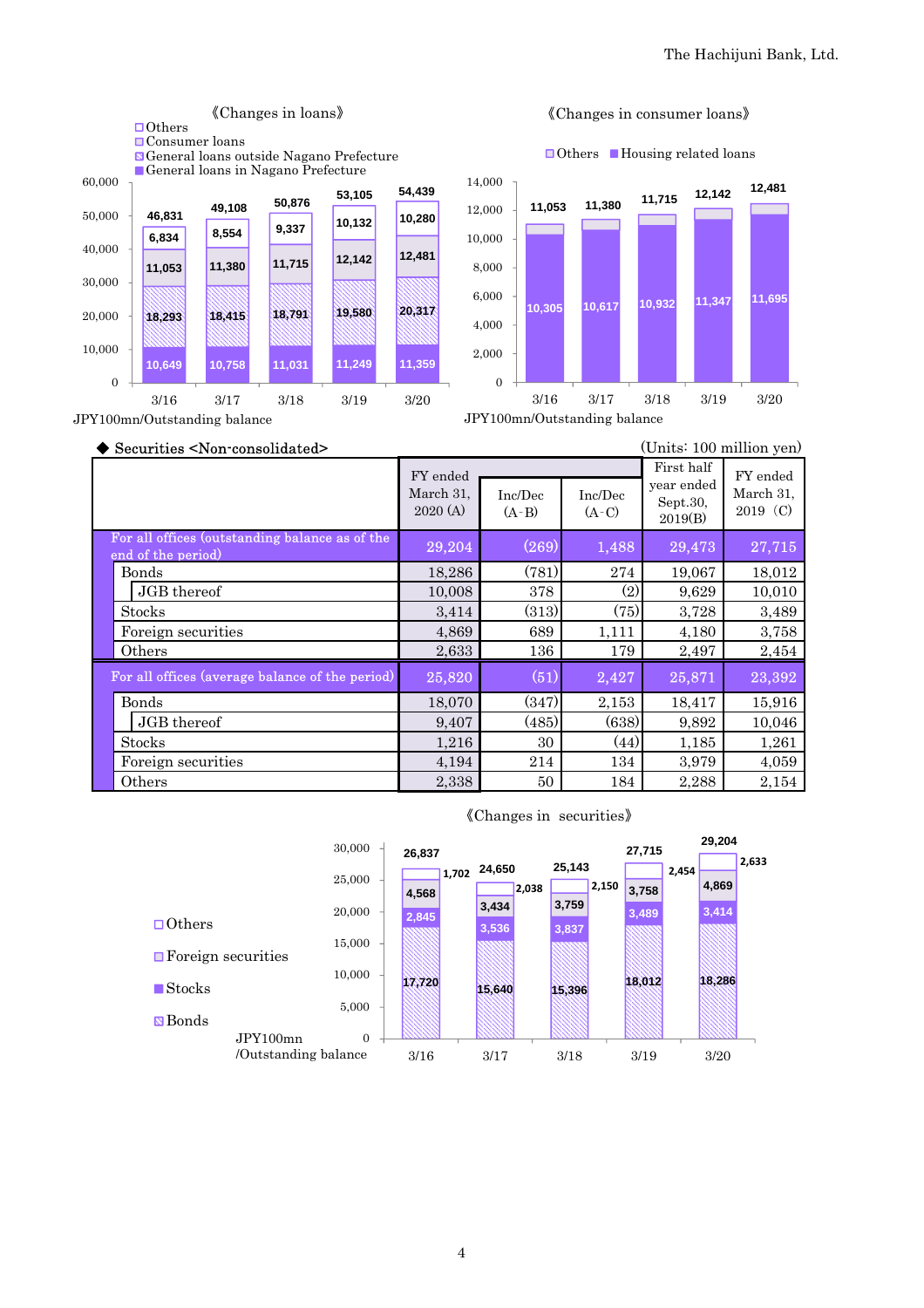《Changes in loans》

| | 3/16 | 3/17 | 3/18 | 3/19 | 3/20 |
|---|---|---|---|---|---|
| Others | 6,834 | 8,554 | 9,337 | 10,132 | 10,280 |
| Consumer loans | 11,053 | 11,380 | 11,715 | 12,142 | 12,481 |
| General loans outside Nagano Prefecture | 18,293 | 18,415 | 18,791 | 19,580 | 20,317 |
| General loans in Nagano Prefecture | 10,649 | 10,758 | 11,031 | 11,249 | 11,359 |
| Total | 46,831 | 49,108 | 50,876 | 53,105 | 54,439 |

JPY100mn/Outstanding balance

《Changes in consumer loans》

| | 3/16 | 3/17 | 3/18 | 3/19 | 3/20 |
|---|---|---|---|---|---|
| Housing related loans | 10,305 | 10,617 | 10,932 | 11,347 | 11,695 |
| Total | 11,053 | 11,380 | 11,715 | 12,142 | 12,481 |

JPY100mn/Outstanding balance

◆ Securities <Non-consolidated>

(Units: 100 million yen)

| | FY ended March 31, 2020 (A) | Inc/Dec (A-B) | Inc/Dec (A-C) | First half year ended Sept.30, 2019(B) | FY ended March 31, 2019 (C) |
|---|---|---|---|---|---|
| For all offices (outstanding balance as of the end of the period) | 29,204 | (269) | 1,488 | 29,473 | 27,715 |
| Bonds | 18,286 | (781) | 274 | 19,067 | 18,012 |
| JGB thereof | 10,008 | 378 | (2) | 9,629 | 10,010 |
| Stocks | 3,414 | (313) | (75) | 3,728 | 3,489 |
| Foreign securities | 4,869 | 689 | 1,111 | 4,180 | 3,758 |
| Others | 2,633 | 136 | 179 | 2,497 | 2,454 |
| For all offices (average balance of the period) | 25,820 | (51) | 2,427 | 25,871 | 23,392 |
| Bonds | 18,070 | (347) | 2,153 | 18,417 | 15,916 |
| JGB thereof | 9,407 | (485) | (638) | 9,892 | 10,046 |
| Stocks | 1,216 | 30 | (44) | 1,185 | 1,261 |
| Foreign securities | 4,194 | 214 | 134 | 3,979 | 4,059 |
| Others | 2,338 | 50 | 184 | 2,288 | 2,154 |

《Changes in securities》

| | 3/16 | 3/17 | 3/18 | 3/19 | 3/20 |
|---|---|---|---|---|---|
| Others | 1,702 | 2,038 | 2,150 | 2,454 | 2,633 |
| Foreign securities | 4,568 | 3,434 | 3,759 | 3,758 | 4,869 |
| Stocks | 2,845 | 3,536 | 3,837 | 3,489 | 3,414 |
| Bonds | 17,720 | 15,640 | 15,396 | 18,012 | 18,286 |
| Total | 26,837 | 24,650 | 25,143 | 27,715 | 29,204 |

JPY100mn/Outstanding balance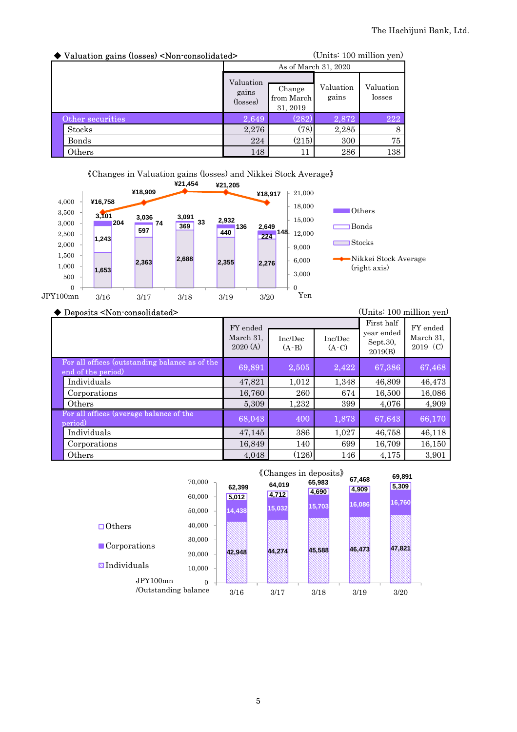◆ Valuation gains (losses) <Non-consolidated>

(Units: 100 million yen)

| | As of March 31, 2020 | | | |
|---|---|---|---|---|
| | Valuation gains (losses) | Change from March 31, 2019 | Valuation gains | Valuation losses |
| Other securities | 2,649 | (282) | 2,872 | 222 |
| Stocks | 2,276 | (78) | 2,285 | 8 |
| Bonds | 224 | (215) | 300 | 75 |
| Others | 148 | 11 | 286 | 138 |

《Changes in Valuation gains (losses) and Nikkei Stock Average》

| JPY100mn | 3/16 | 3/17 | 3/18 | 3/19 | 3/20 |
|---|---|---|---|---|---|
| Total | 3,101 | 3,036 | 3,091 | 2,932 | 2,649 |
| Others | 204 | 74 | 33 | 136 | 148 |
| Bonds | 1,243 | 597 | 369 | 440 | 224 |
| Stocks | 1,653 | 2,363 | 2,688 | 2,355 | 2,276 |
| Nikkei Stock Average (right axis, Yen) | ¥16,758 | ¥18,909 | ¥21,454 | ¥21,205 | ¥18,917 |

◆ Deposits <Non-consolidated>

(Units: 100 million yen)

| | FY ended March 31, 2020 (A) | Inc/Dec (A-B) | Inc/Dec (A-C) | First half year ended Sept.30, 2019(B) | FY ended March 31, 2019 (C) |
|---|---|---|---|---|---|
| For all offices (outstanding balance as of the end of the period) | 69,891 | 2,505 | 2,422 | 67,386 | 67,468 |
| Individuals | 47,821 | 1,012 | 1,348 | 46,809 | 46,473 |
| Corporations | 16,760 | 260 | 674 | 16,500 | 16,086 |
| Others | 5,309 | 1,232 | 399 | 4,076 | 4,909 |
| For all offices (average balance of the period) | 68,043 | 400 | 1,873 | 67,643 | 66,170 |
| Individuals | 47,145 | 386 | 1,027 | 46,758 | 46,118 |
| Corporations | 16,849 | 140 | 699 | 16,709 | 16,150 |
| Others | 4,048 | (126) | 146 | 4,175 | 3,901 |

《Changes in deposits》

| JPY100mn /Outstanding balance | 3/16 | 3/17 | 3/18 | 3/19 | 3/20 |
|---|---|---|---|---|---|
| Total | 62,399 | 64,019 | 65,983 | 67,468 | 69,891 |
| Others | 5,012 | 4,712 | 4,690 | 4,909 | 5,309 |
| Corporations | 14,438 | 15,032 | 15,703 | 16,086 | 16,760 |
| Individuals | 42,948 | 44,274 | 45,588 | 46,473 | 47,821 |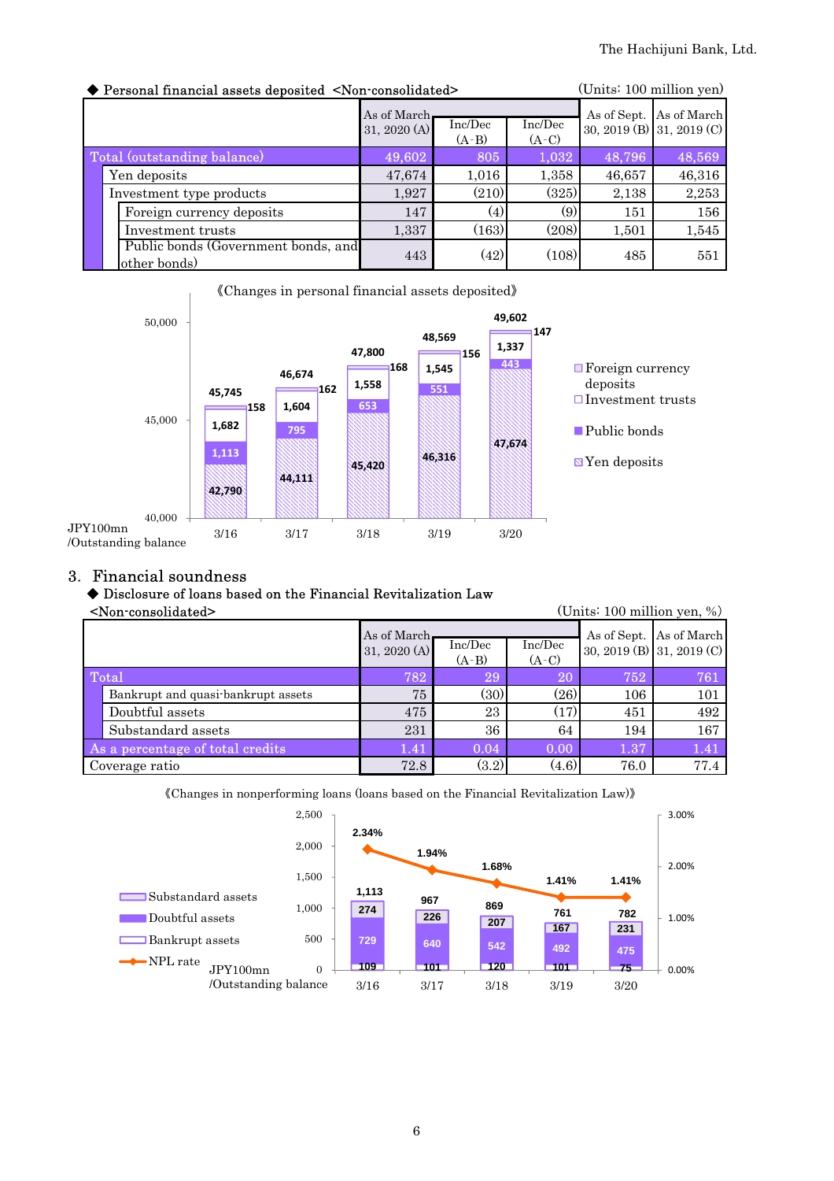◆ Personal financial assets deposited <Non-consolidated>

(Units: 100 million yen)

| | As of March 31, 2020 (A) | Inc/Dec (A-B) | Inc/Dec (A-C) | As of Sept. 30, 2019 (B) | As of March 31, 2019 (C) |
|---|---|---|---|---|---|
| Total (outstanding balance) | 49,602 | 805 | 1,032 | 48,796 | 48,569 |
| Yen deposits | 47,674 | 1,016 | 1,358 | 46,657 | 46,316 |
| Investment type products | 1,927 | (210) | (325) | 2,138 | 2,253 |
| Foreign currency deposits | 147 | (4) | (9) | 151 | 156 |
| Investment trusts | 1,337 | (163) | (208) | 1,501 | 1,545 |
| Public bonds (Government bonds, and other bonds) | 443 | (42) | (108) | 485 | 551 |

《Changes in personal financial assets deposited》

| JPY100mn /Outstanding balance | 3/16 | 3/17 | 3/18 | 3/19 | 3/20 |
|---|---|---|---|---|---|
| Total | 45,745 | 46,674 | 47,800 | 48,569 | 49,602 |
| Foreign currency deposits | 158 | 162 | 168 | 156 | 147 |
| Investment trusts | 1,682 | 1,604 | 1,558 | 1,545 | 1,337 |
| Public bonds | 1,113 | 795 | 653 | 551 | 443 |
| Yen deposits | 42,790 | 44,111 | 45,420 | 46,316 | 47,674 |

## 3. Financial soundness

◆ Disclosure of loans based on the Financial Revitalization Law <Non-consolidated>

(Units: 100 million yen, %)

| | As of March 31, 2020 (A) | Inc/Dec (A-B) | Inc/Dec (A-C) | As of Sept. 30, 2019 (B) | As of March 31, 2019 (C) |
|---|---|---|---|---|---|
| Total | 782 | 29 | 20 | 752 | 761 |
| Bankrupt and quasi-bankrupt assets | 75 | (30) | (26) | 106 | 101 |
| Doubtful assets | 475 | 23 | (17) | 451 | 492 |
| Substandard assets | 231 | 36 | 64 | 194 | 167 |
| As a percentage of total credits | 1.41 | 0.04 | 0.00 | 1.37 | 1.41 |
| Coverage ratio | 72.8 | (3.2) | (4.6) | 76.0 | 77.4 |

《Changes in nonperforming loans (loans based on the Financial Revitalization Law)》

| JPY100mn /Outstanding balance | 3/16 | 3/17 | 3/18 | 3/19 | 3/20 |
|---|---|---|---|---|---|
| Total | 1,113 | 967 | 869 | 761 | 782 |
| Substandard assets | 274 | 226 | 207 | 167 | 231 |
| Doubtful assets | 729 | 640 | 542 | 492 | 475 |
| Bankrupt assets | 109 | 101 | 120 | 101 | 75 |
| NPL rate | 2.34% | 1.94% | 1.68% | 1.41% | 1.41% |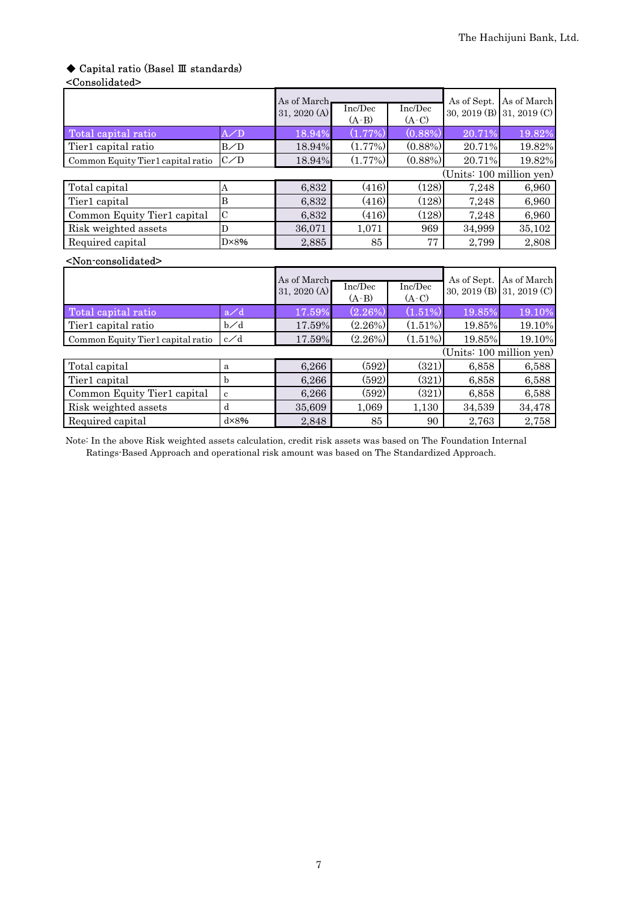### ◆ Capital ratio (Basel Ⅲ standards)

<Consolidated>

| | | As of March 31, 2020 (A) | Inc/Dec (A-B) | Inc/Dec (A-C) | As of Sept. 30, 2019 (B) | As of March 31, 2019 (C) |
|---|---|---|---|---|---|---|
| Total capital ratio | A／D | 18.94% | (1.77%) | (0.88%) | 20.71% | 19.82% |
| Tier1 capital ratio | B／D | 18.94% | (1.77%) | (0.88%) | 20.71% | 19.82% |
| Common Equity Tier1 capital ratio | C／D | 18.94% | (1.77%) | (0.88%) | 20.71% | 19.82% |

(Units: 100 million yen)

| | | | | | | |
|---|---|---|---|---|---|---|
| Total capital | A | 6,832 | (416) | (128) | 7,248 | 6,960 |
| Tier1 capital | B | 6,832 | (416) | (128) | 7,248 | 6,960 |
| Common Equity Tier1 capital | C | 6,832 | (416) | (128) | 7,248 | 6,960 |
| Risk weighted assets | D | 36,071 | 1,071 | 969 | 34,999 | 35,102 |
| Required capital | D×8% | 2,885 | 85 | 77 | 2,799 | 2,808 |

<Non-consolidated>

| | | As of March 31, 2020 (A) | Inc/Dec (A-B) | Inc/Dec (A-C) | As of Sept. 30, 2019 (B) | As of March 31, 2019 (C) |
|---|---|---|---|---|---|---|
| Total capital ratio | a／d | 17.59% | (2.26%) | (1.51%) | 19.85% | 19.10% |
| Tier1 capital ratio | b／d | 17.59% | (2.26%) | (1.51%) | 19.85% | 19.10% |
| Common Equity Tier1 capital ratio | c／d | 17.59% | (2.26%) | (1.51%) | 19.85% | 19.10% |

(Units: 100 million yen)

| | | | | | | |
|---|---|---|---|---|---|---|
| Total capital | a | 6,266 | (592) | (321) | 6,858 | 6,588 |
| Tier1 capital | b | 6,266 | (592) | (321) | 6,858 | 6,588 |
| Common Equity Tier1 capital | c | 6,266 | (592) | (321) | 6,858 | 6,588 |
| Risk weighted assets | d | 35,609 | 1,069 | 1,130 | 34,539 | 34,478 |
| Required capital | d×8% | 2,848 | 85 | 90 | 2,763 | 2,758 |

Note: In the above Risk weighted assets calculation, credit risk assets was based on The Foundation Internal Ratings-Based Approach and operational risk amount was based on The Standardized Approach.